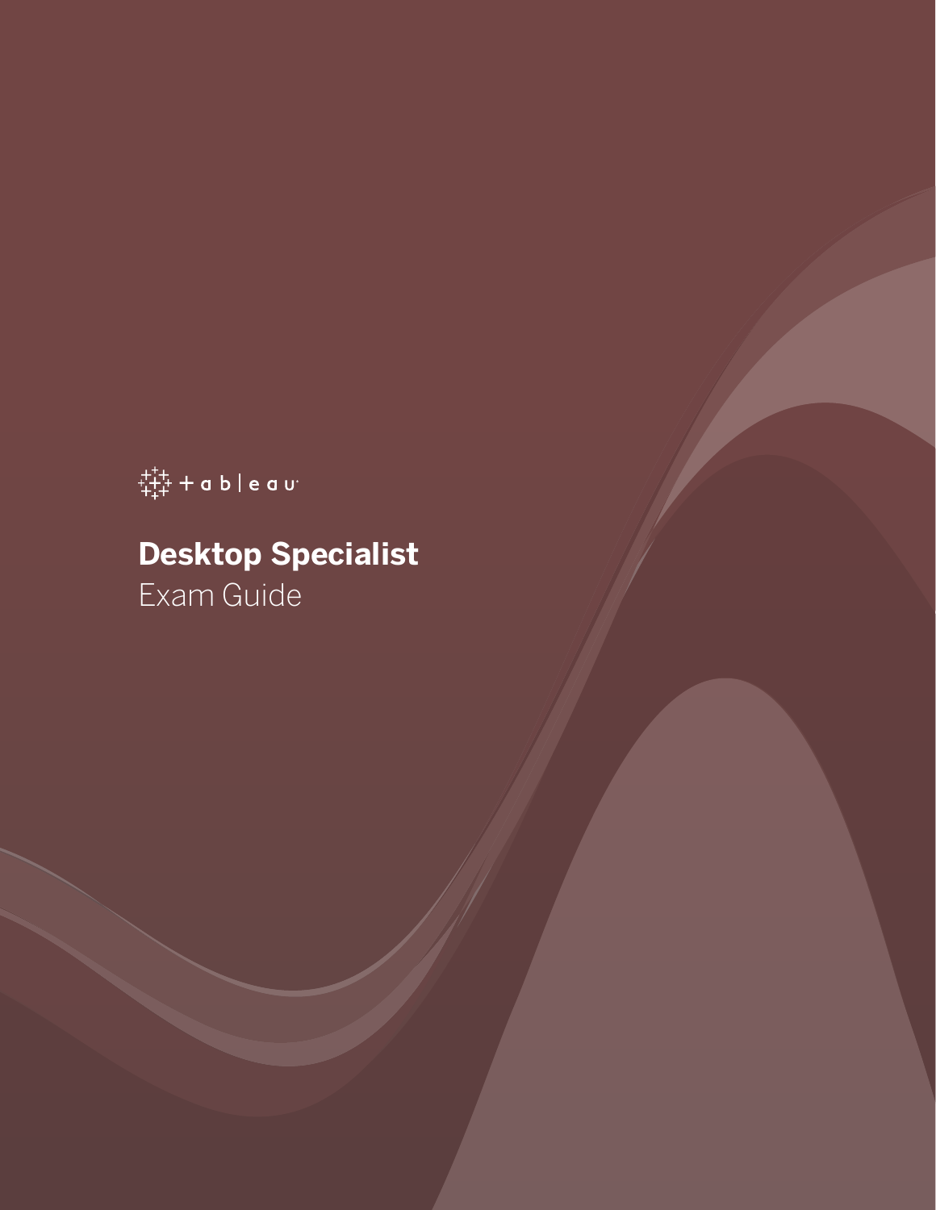tableau

# Desktop Specialist

Exam Guide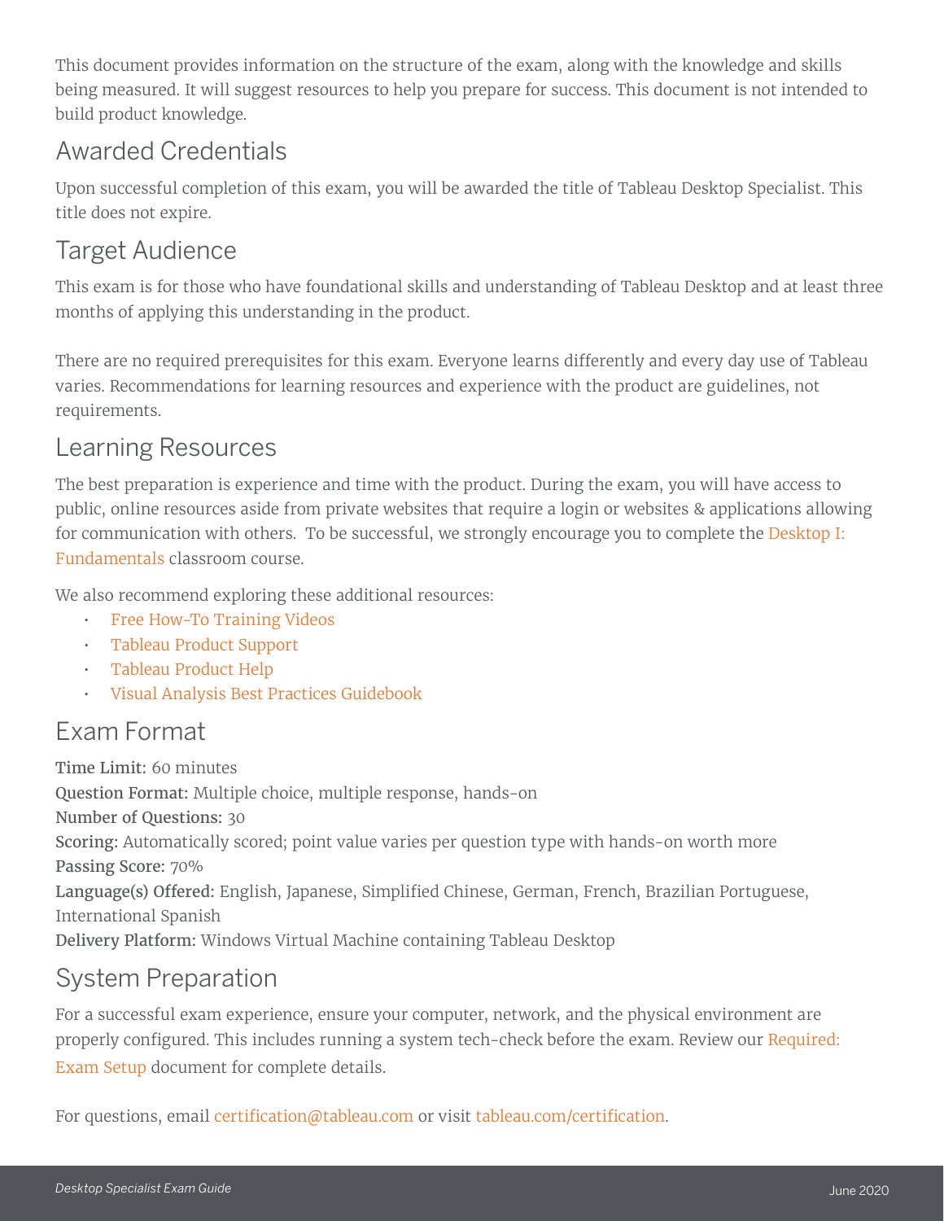This document provides information on the structure of the exam, along with the knowledge and skills being measured. It will suggest resources to help you prepare for success. This document is not intended to build product knowledge.

## Awarded Credentials

Upon successful completion of this exam, you will be awarded the title of Tableau Desktop Specialist. This title does not expire.

## Target Audience

This exam is for those who have foundational skills and understanding of Tableau Desktop and at least three months of applying this understanding in the product.

There are no required prerequisites for this exam. Everyone learns differently and every day use of Tableau varies. Recommendations for learning resources and experience with the product are guidelines, not requirements.

## Learning Resources

The best preparation is experience and time with the product. During the exam, you will have access to public, online resources aside from private websites that require a login or websites & applications allowing for communication with others. To be successful, we strongly encourage you to complete the Desktop I: Fundamentals classroom course.

We also recommend exploring these additional resources:

- Free How-To Training Videos
- Tableau Product Support
- Tableau Product Help
- Visual Analysis Best Practices Guidebook

## Exam Format

**Time Limit:** 60 minutes
**Question Format:** Multiple choice, multiple response, hands-on
**Number of Questions:** 30
**Scoring:** Automatically scored; point value varies per question type with hands-on worth more
**Passing Score:** 70%
**Language(s) Offered:** English, Japanese, Simplified Chinese, German, French, Brazilian Portuguese, International Spanish
**Delivery Platform:** Windows Virtual Machine containing Tableau Desktop

## System Preparation

For a successful exam experience, ensure your computer, network, and the physical environment are properly configured. This includes running a system tech-check before the exam. Review our Required: Exam Setup document for complete details.

For questions, email certification@tableau.com or visit tableau.com/certification.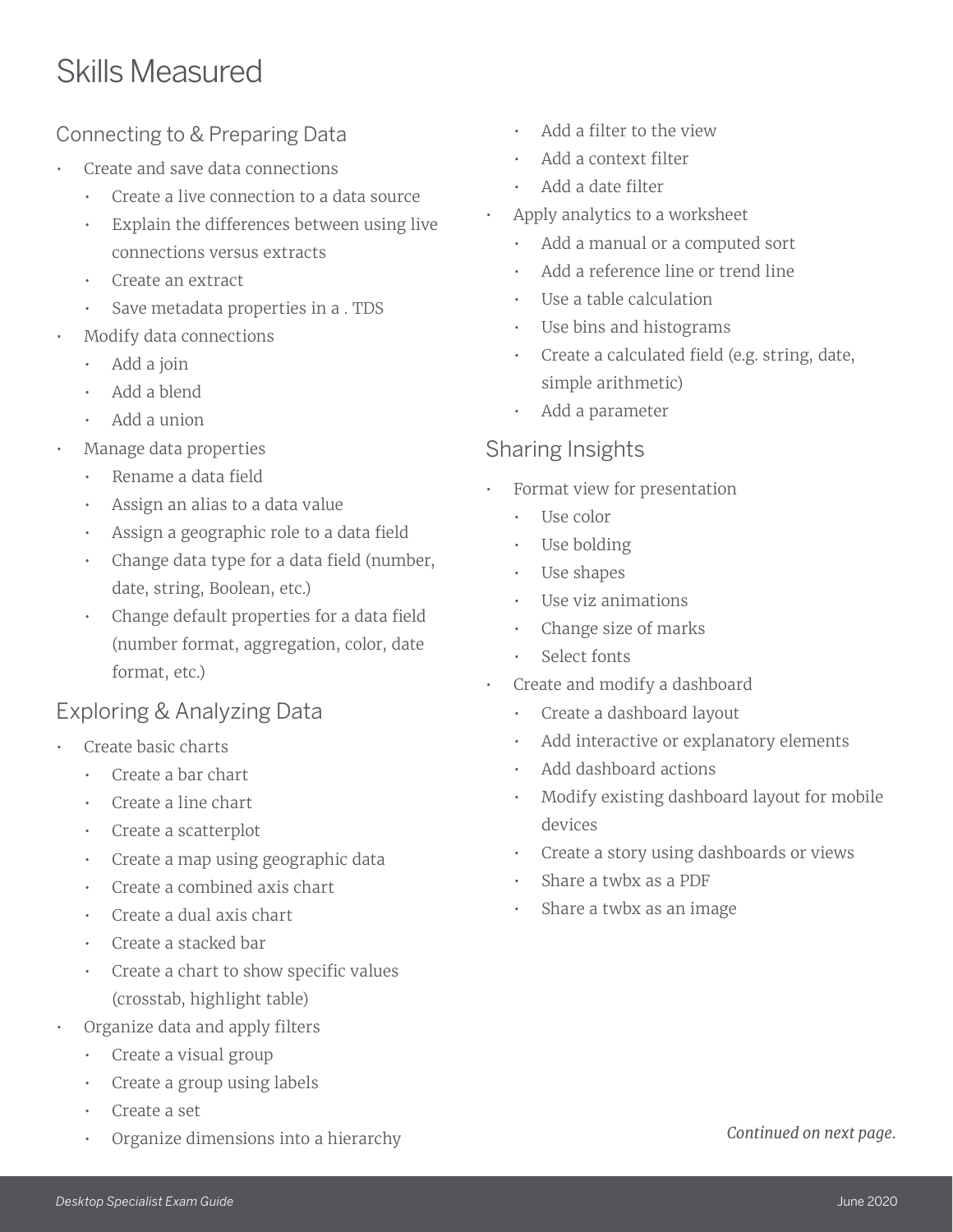# Skills Measured

## Connecting to & Preparing Data

- Create and save data connections
  - Create a live connection to a data source
  - Explain the differences between using live connections versus extracts
  - Create an extract
  - Save metadata properties in a . TDS
- Modify data connections
  - Add a join
  - Add a blend
  - Add a union
- Manage data properties
  - Rename a data field
  - Assign an alias to a data value
  - Assign a geographic role to a data field
  - Change data type for a data field (number, date, string, Boolean, etc.)
  - Change default properties for a data field (number format, aggregation, color, date format, etc.)

## Exploring & Analyzing Data

- Create basic charts
  - Create a bar chart
  - Create a line chart
  - Create a scatterplot
  - Create a map using geographic data
  - Create a combined axis chart
  - Create a dual axis chart
  - Create a stacked bar
  - Create a chart to show specific values (crosstab, highlight table)
- Organize data and apply filters
  - Create a visual group
  - Create a group using labels
  - Create a set
  - Organize dimensions into a hierarchy
  - Add a filter to the view
  - Add a context filter
  - Add a date filter
- Apply analytics to a worksheet
  - Add a manual or a computed sort
  - Add a reference line or trend line
  - Use a table calculation
  - Use bins and histograms
  - Create a calculated field (e.g. string, date, simple arithmetic)
  - Add a parameter

## Sharing Insights

- Format view for presentation
  - Use color
  - Use bolding
  - Use shapes
  - Use viz animations
  - Change size of marks
  - Select fonts
- Create and modify a dashboard
  - Create a dashboard layout
  - Add interactive or explanatory elements
  - Add dashboard actions
  - Modify existing dashboard layout for mobile devices
  - Create a story using dashboards or views
  - Share a twbx as a PDF
  - Share a twbx as an image

*Continued on next page.*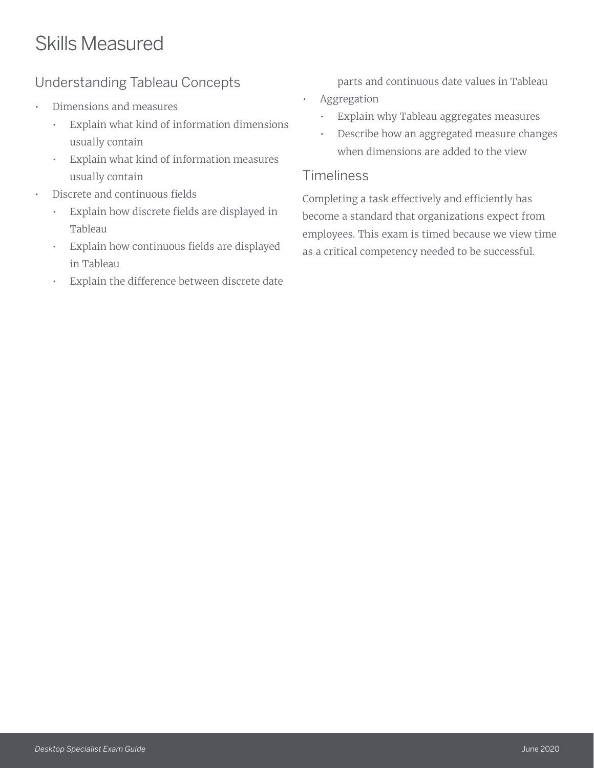# Skills Measured

## Understanding Tableau Concepts

- Dimensions and measures
  - Explain what kind of information dimensions usually contain
  - Explain what kind of information measures usually contain
- Discrete and continuous fields
  - Explain how discrete fields are displayed in Tableau
  - Explain how continuous fields are displayed in Tableau
  - Explain the difference between discrete date parts and continuous date values in Tableau
- Aggregation
  - Explain why Tableau aggregates measures
  - Describe how an aggregated measure changes when dimensions are added to the view

## Timeliness

Completing a task effectively and efficiently has become a standard that organizations expect from employees. This exam is timed because we view time as a critical competency needed to be successful.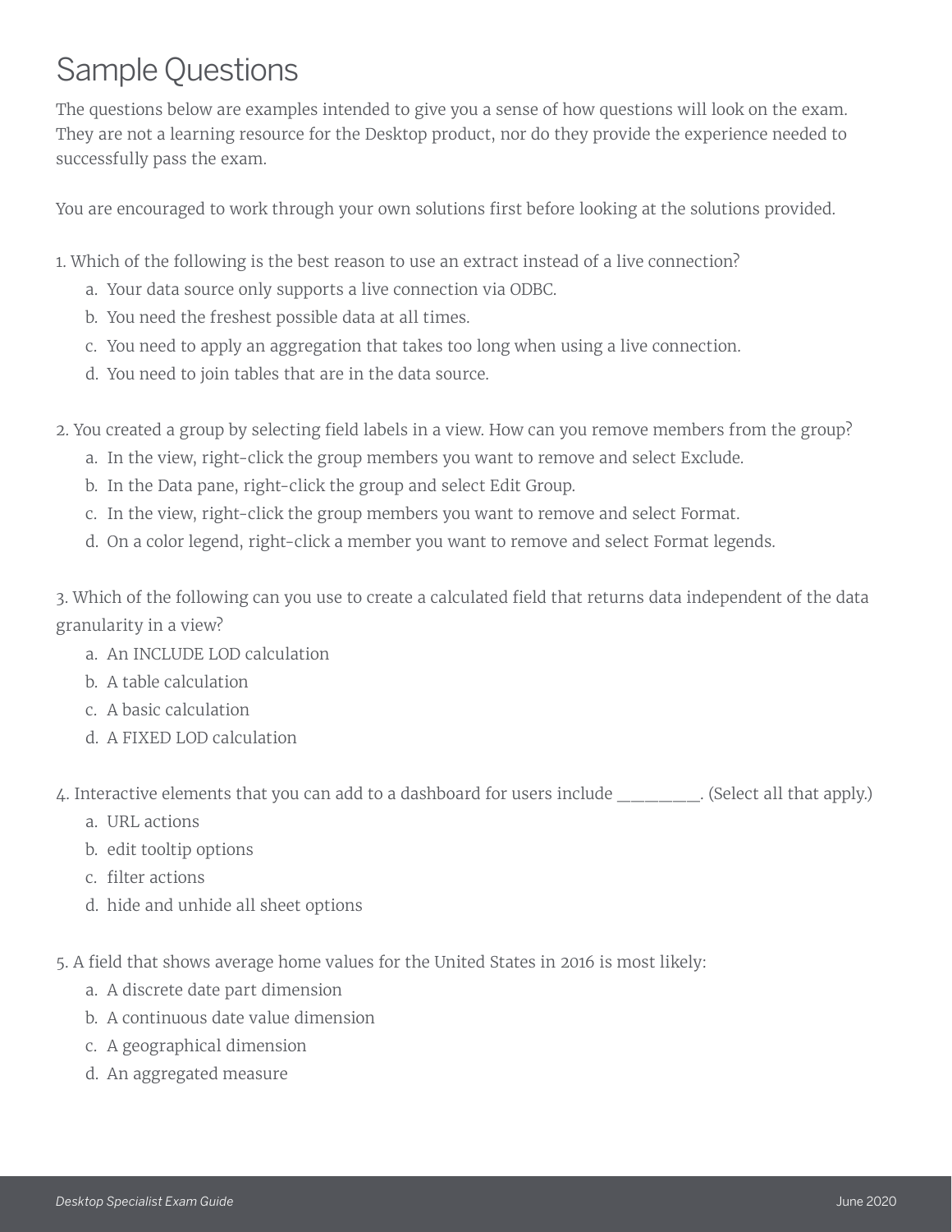# Sample Questions

The questions below are examples intended to give you a sense of how questions will look on the exam. They are not a learning resource for the Desktop product, nor do they provide the experience needed to successfully pass the exam.

You are encouraged to work through your own solutions first before looking at the solutions provided.

1. Which of the following is the best reason to use an extract instead of a live connection?
    a. Your data source only supports a live connection via ODBC.
    b. You need the freshest possible data at all times.
    c. You need to apply an aggregation that takes too long when using a live connection.
    d. You need to join tables that are in the data source.

2. You created a group by selecting field labels in a view. How can you remove members from the group?
    a. In the view, right-click the group members you want to remove and select Exclude.
    b. In the Data pane, right-click the group and select Edit Group.
    c. In the view, right-click the group members you want to remove and select Format.
    d. On a color legend, right-click a member you want to remove and select Format legends.

3. Which of the following can you use to create a calculated field that returns data independent of the data granularity in a view?
    a. An INCLUDE LOD calculation
    b. A table calculation
    c. A basic calculation
    d. A FIXED LOD calculation

4. Interactive elements that you can add to a dashboard for users include _________. (Select all that apply.)
    a. URL actions
    b. edit tooltip options
    c. filter actions
    d. hide and unhide all sheet options

5. A field that shows average home values for the United States in 2016 is most likely:
    a. A discrete date part dimension
    b. A continuous date value dimension
    c. A geographical dimension
    d. An aggregated measure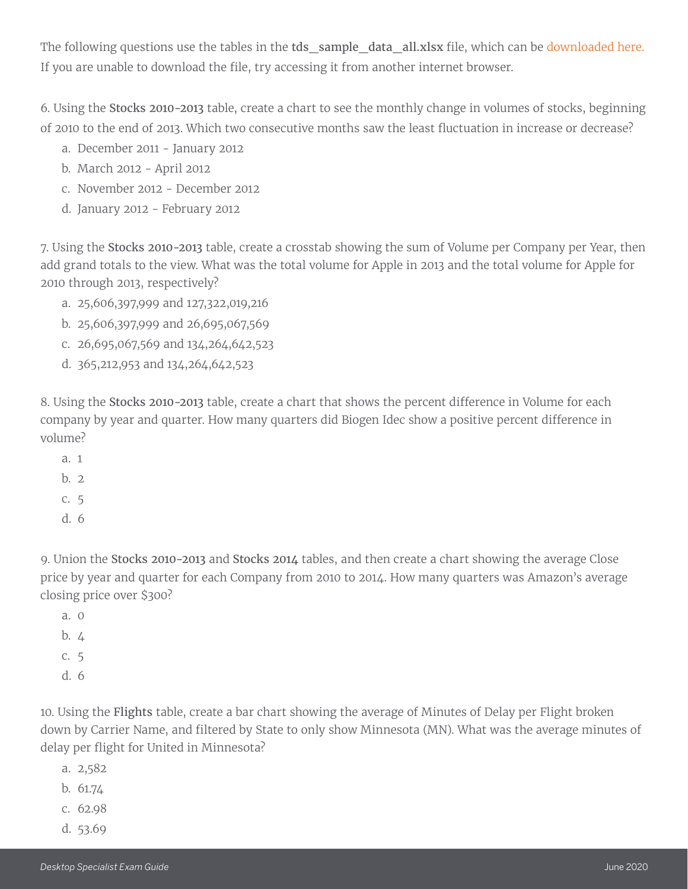The following questions use the tables in the **tds_sample_data_all.xlsx** file, which can be downloaded here. If you are unable to download the file, try accessing it from another internet browser.

6. Using the **Stocks 2010-2013** table, create a chart to see the monthly change in volumes of stocks, beginning of 2010 to the end of 2013. Which two consecutive months saw the least fluctuation in increase or decrease?

   a. December 2011 - January 2012
   b. March 2012 - April 2012
   c. November 2012 - December 2012
   d. January 2012 - February 2012

7. Using the **Stocks 2010-2013** table, create a crosstab showing the sum of Volume per Company per Year, then add grand totals to the view. What was the total volume for Apple in 2013 and the total volume for Apple for 2010 through 2013, respectively?

   a. 25,606,397,999 and 127,322,019,216
   b. 25,606,397,999 and 26,695,067,569
   c. 26,695,067,569 and 134,264,642,523
   d. 365,212,953 and 134,264,642,523

8. Using the **Stocks 2010-2013** table, create a chart that shows the percent difference in Volume for each company by year and quarter. How many quarters did Biogen Idec show a positive percent difference in volume?

   a. 1
   b. 2
   c. 5
   d. 6

9. Union the **Stocks 2010-2013** and **Stocks 2014** tables, and then create a chart showing the average Close price by year and quarter for each Company from 2010 to 2014. How many quarters was Amazon's average closing price over $300?

   a. 0
   b. 4
   c. 5
   d. 6

10. Using the **Flights** table, create a bar chart showing the average of Minutes of Delay per Flight broken down by Carrier Name, and filtered by State to only show Minnesota (MN). What was the average minutes of delay per flight for United in Minnesota?

   a. 2,582
   b. 61.74
   c. 62.98
   d. 53.69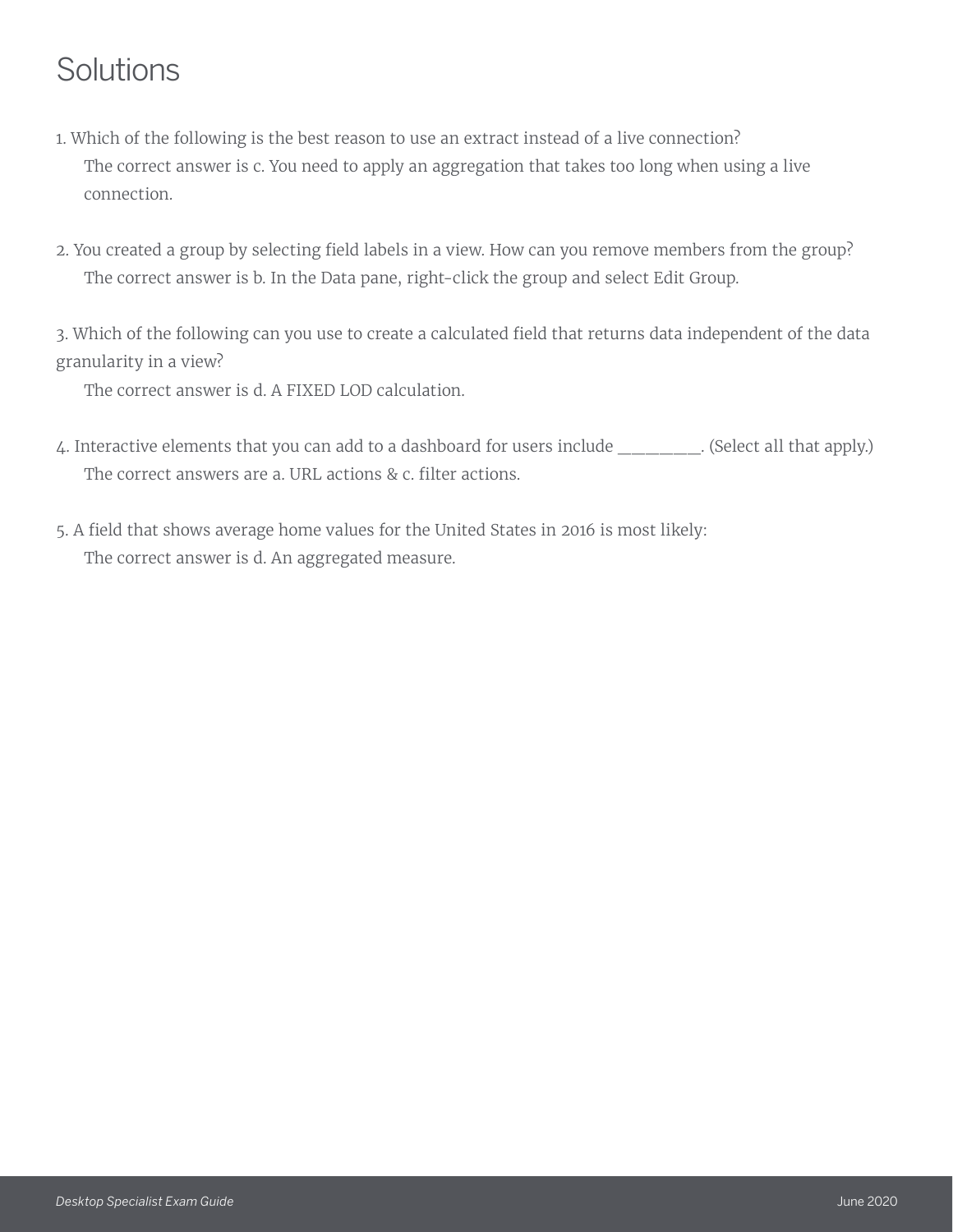# Solutions

1. Which of the following is the best reason to use an extract instead of a live connection?
   The correct answer is c. You need to apply an aggregation that takes too long when using a live connection.

2. You created a group by selecting field labels in a view. How can you remove members from the group?
   The correct answer is b. In the Data pane, right-click the group and select Edit Group.

3. Which of the following can you use to create a calculated field that returns data independent of the data granularity in a view?
   The correct answer is d. A FIXED LOD calculation.

4. Interactive elements that you can add to a dashboard for users include ________. (Select all that apply.)
   The correct answers are a. URL actions & c. filter actions.

5. A field that shows average home values for the United States in 2016 is most likely:
   The correct answer is d. An aggregated measure.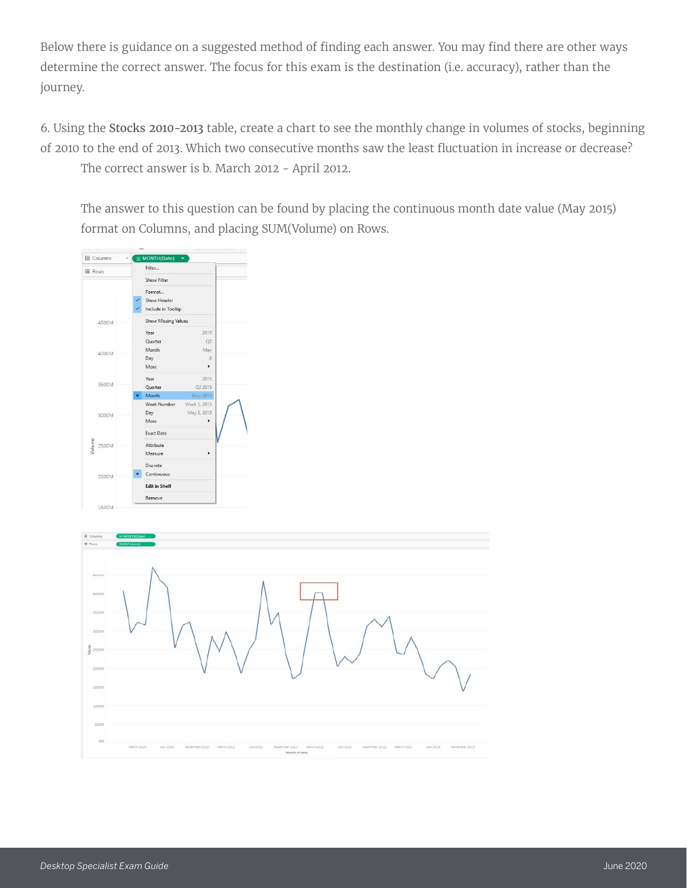Below there is guidance on a suggested method of finding each answer. You may find there are other ways determine the correct answer. The focus for this exam is the destination (i.e. accuracy), rather than the journey.

6. Using the **Stocks 2010-2013** table, create a chart to see the monthly change in volumes of stocks, beginning of 2010 to the end of 2013. Which two consecutive months saw the least fluctuation in increase or decrease?

The correct answer is b. March 2012 - April 2012.

The answer to this question can be found by placing the continuous month date value (May 2015) format on Columns, and placing SUM(Volume) on Rows.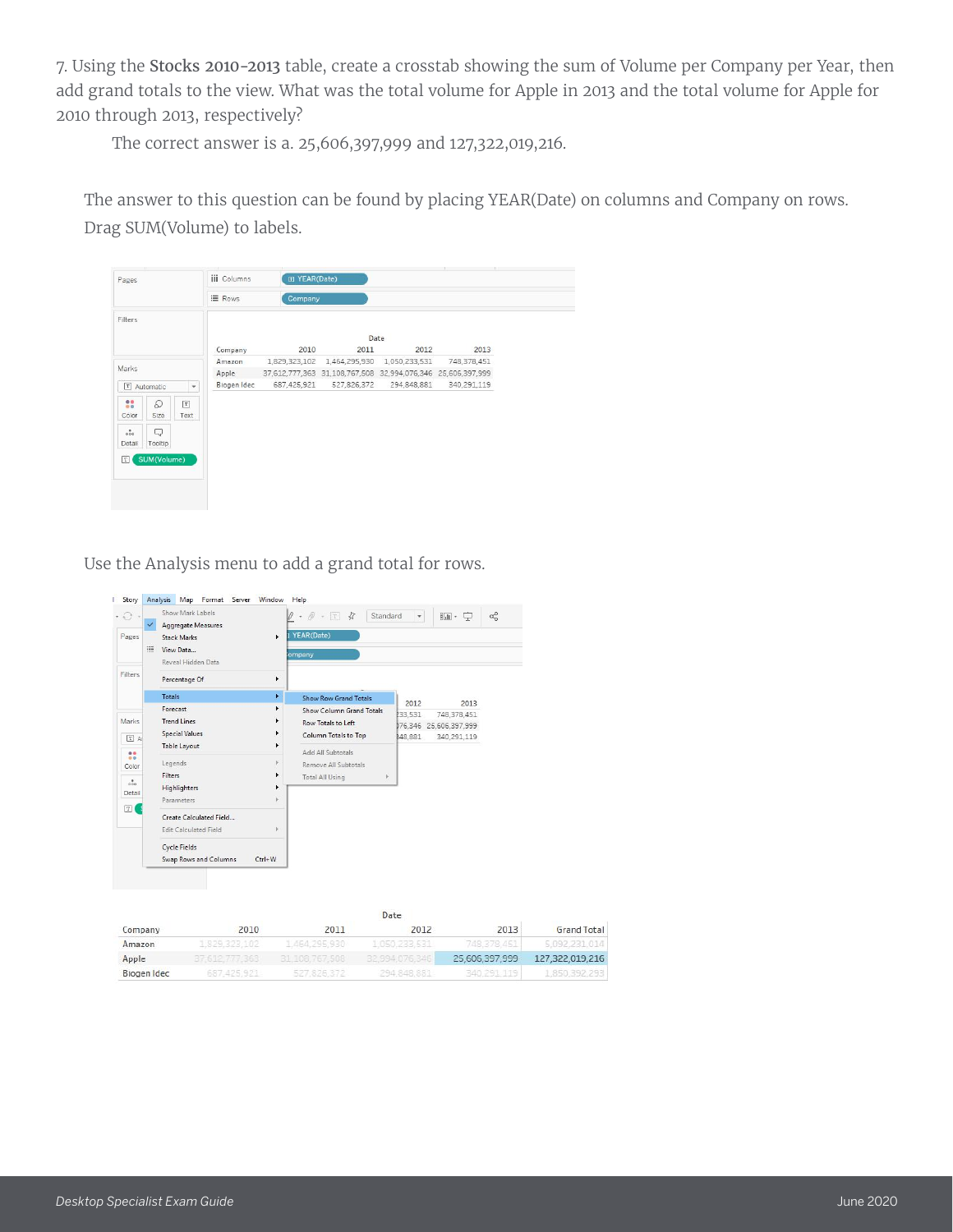7. Using the **Stocks 2010-2013** table, create a crosstab showing the sum of Volume per Company per Year, then add grand totals to the view. What was the total volume for Apple in 2013 and the total volume for Apple for 2010 through 2013, respectively?

The correct answer is a. 25,606,397,999 and 127,322,019,216.

The answer to this question can be found by placing YEAR(Date) on columns and Company on rows. Drag SUM(Volume) to labels.

Use the Analysis menu to add a grand total for rows.

| Company | 2010 | 2011 | 2012 | 2013 | Grand Total |
|---|---|---|---|---|---|
| Amazon | 1,829,323,102 | 1,464,295,930 | 1,050,233,531 | 748,378,451 | 5,092,231,014 |
| Apple | 37,612,777,363 | 31,108,767,508 | 32,994,076,346 | 25,606,397,999 | 127,322,019,216 |
| Biogen Idec | 687,425,921 | 527,826,372 | 294,848,881 | 340,291,119 | 1,850,392,293 |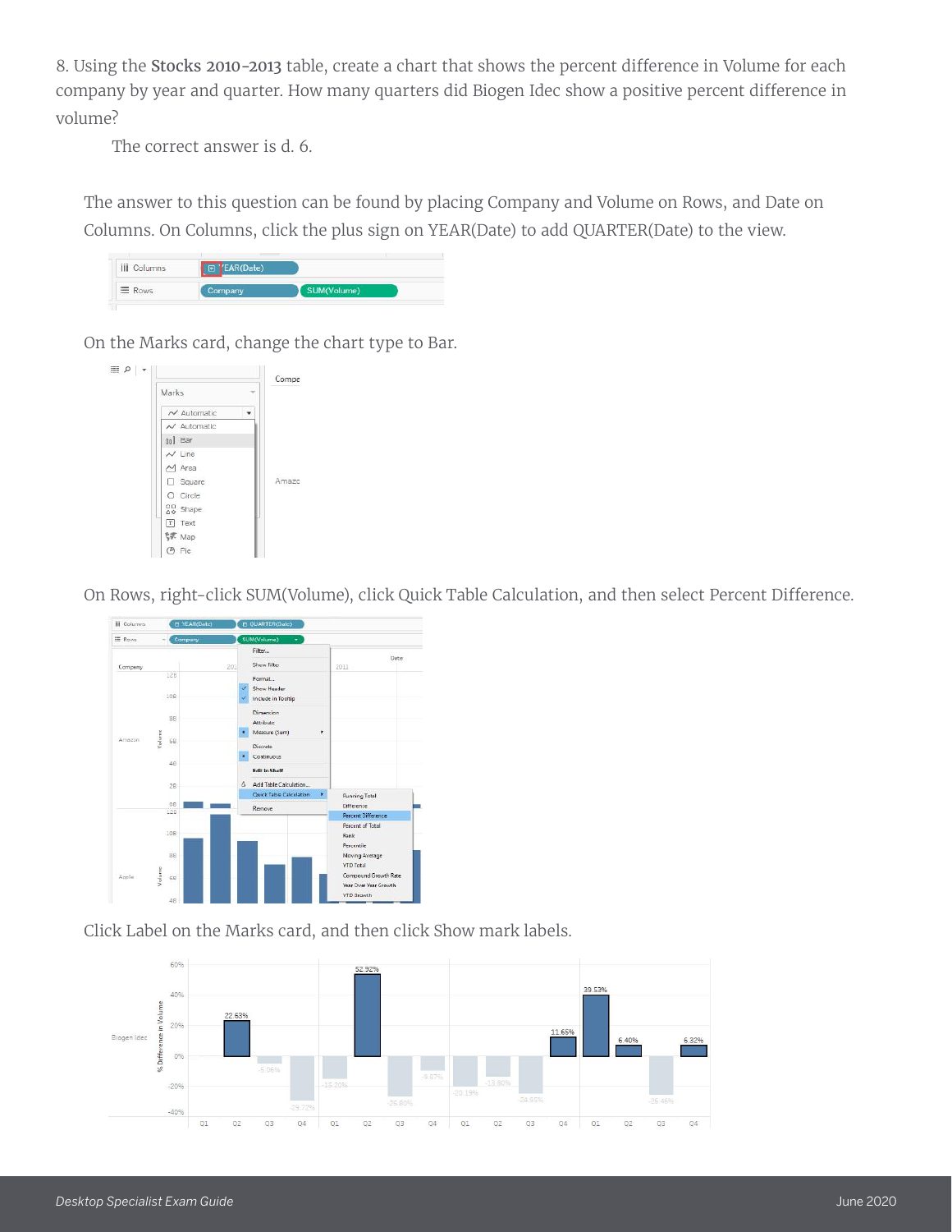8. Using the **Stocks 2010-2013** table, create a chart that shows the percent difference in Volume for each company by year and quarter. How many quarters did Biogen Idec show a positive percent difference in volume?

The correct answer is d. 6.

The answer to this question can be found by placing Company and Volume on Rows, and Date on Columns. On Columns, click the plus sign on YEAR(Date) to add QUARTER(Date) to the view.

On the Marks card, change the chart type to Bar.

On Rows, right-click SUM(Volume), click Quick Table Calculation, and then select Percent Difference.

Click Label on the Marks card, and then click Show mark labels.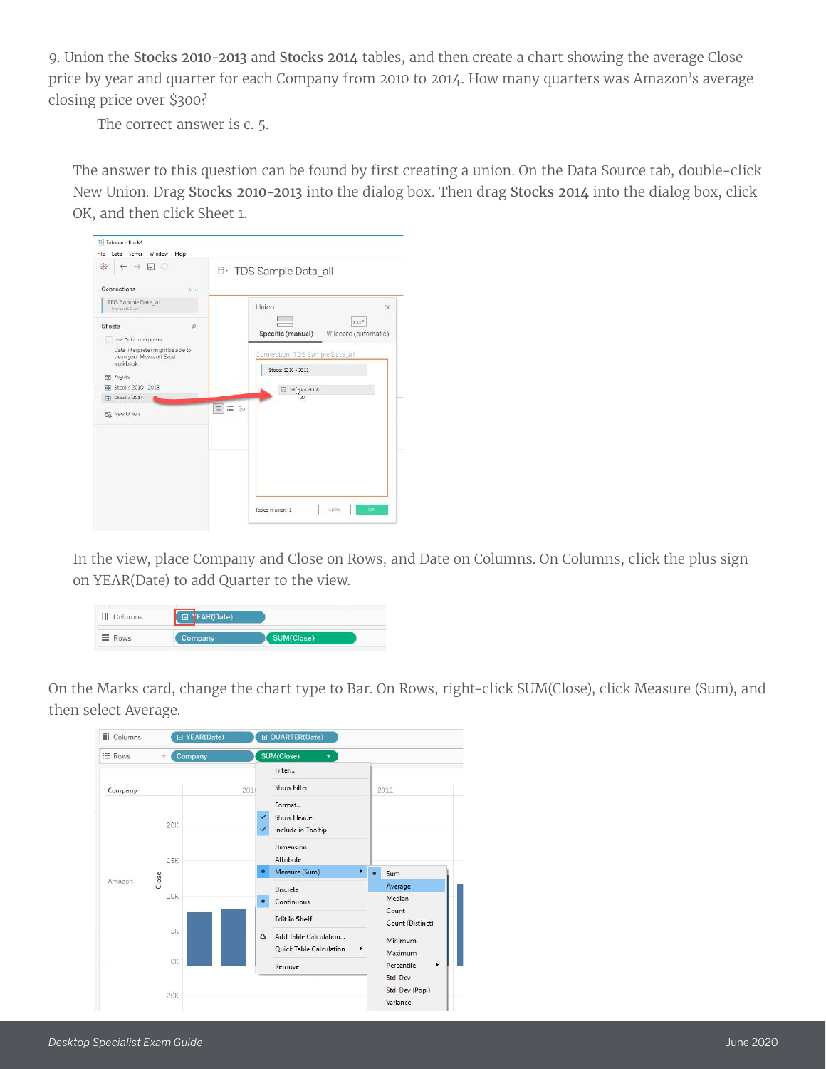9. Union the **Stocks 2010-2013** and **Stocks 2014** tables, and then create a chart showing the average Close price by year and quarter for each Company from 2010 to 2014. How many quarters was Amazon's average closing price over $300?

The correct answer is c. 5.

The answer to this question can be found by first creating a union. On the Data Source tab, double-click New Union. Drag **Stocks 2010-2013** into the dialog box. Then drag **Stocks 2014** into the dialog box, click OK, and then click Sheet 1.

In the view, place Company and Close on Rows, and Date on Columns. On Columns, click the plus sign on YEAR(Date) to add Quarter to the view.

On the Marks card, change the chart type to Bar. On Rows, right-click SUM(Close), click Measure (Sum), and then select Average.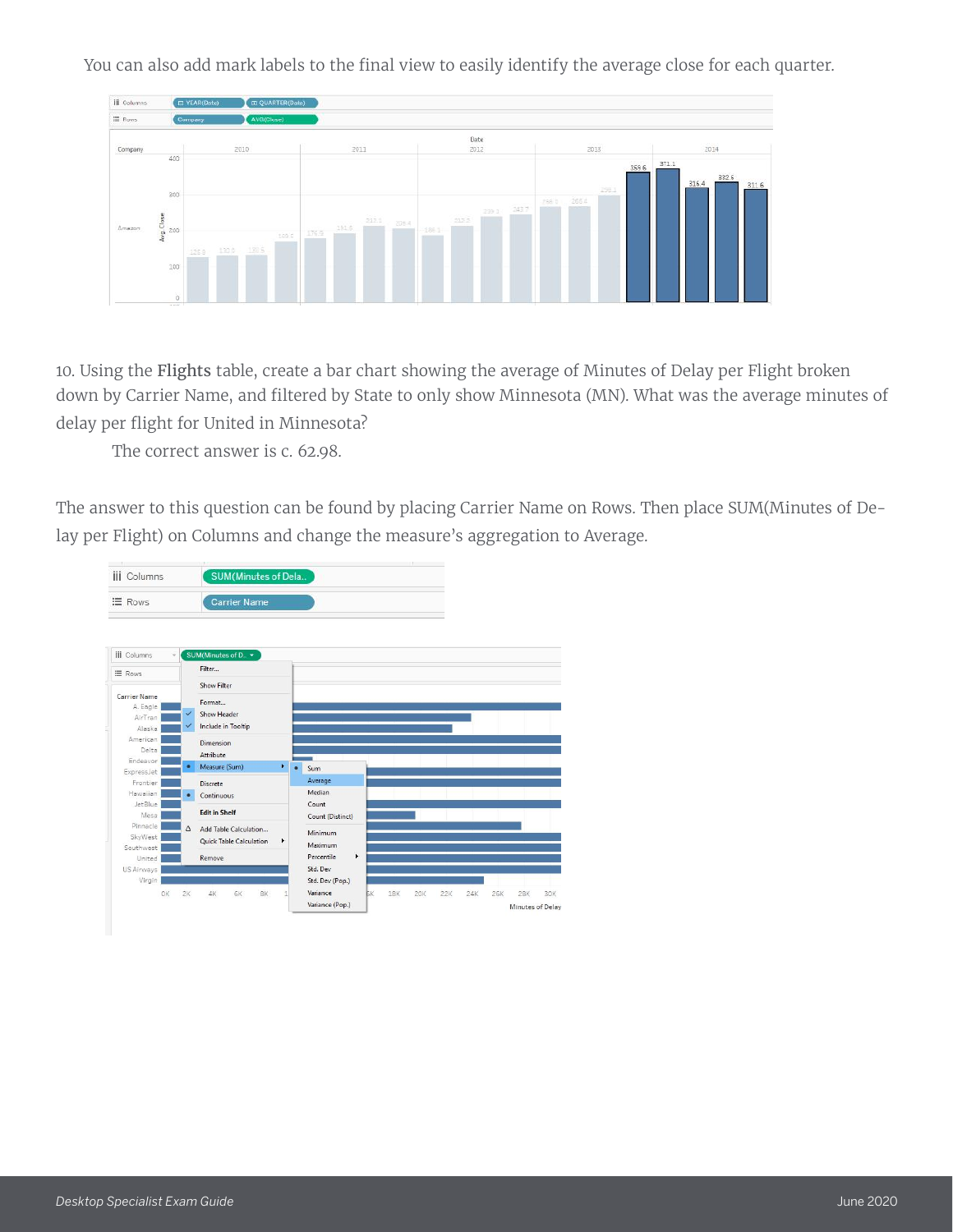You can also add mark labels to the final view to easily identify the average close for each quarter.

10. Using the **Flights** table, create a bar chart showing the average of Minutes of Delay per Flight broken down by Carrier Name, and filtered by State to only show Minnesota (MN). What was the average minutes of delay per flight for United in Minnesota?

The correct answer is c. 62.98.

The answer to this question can be found by placing Carrier Name on Rows. Then place SUM(Minutes of Delay per Flight) on Columns and change the measure's aggregation to Average.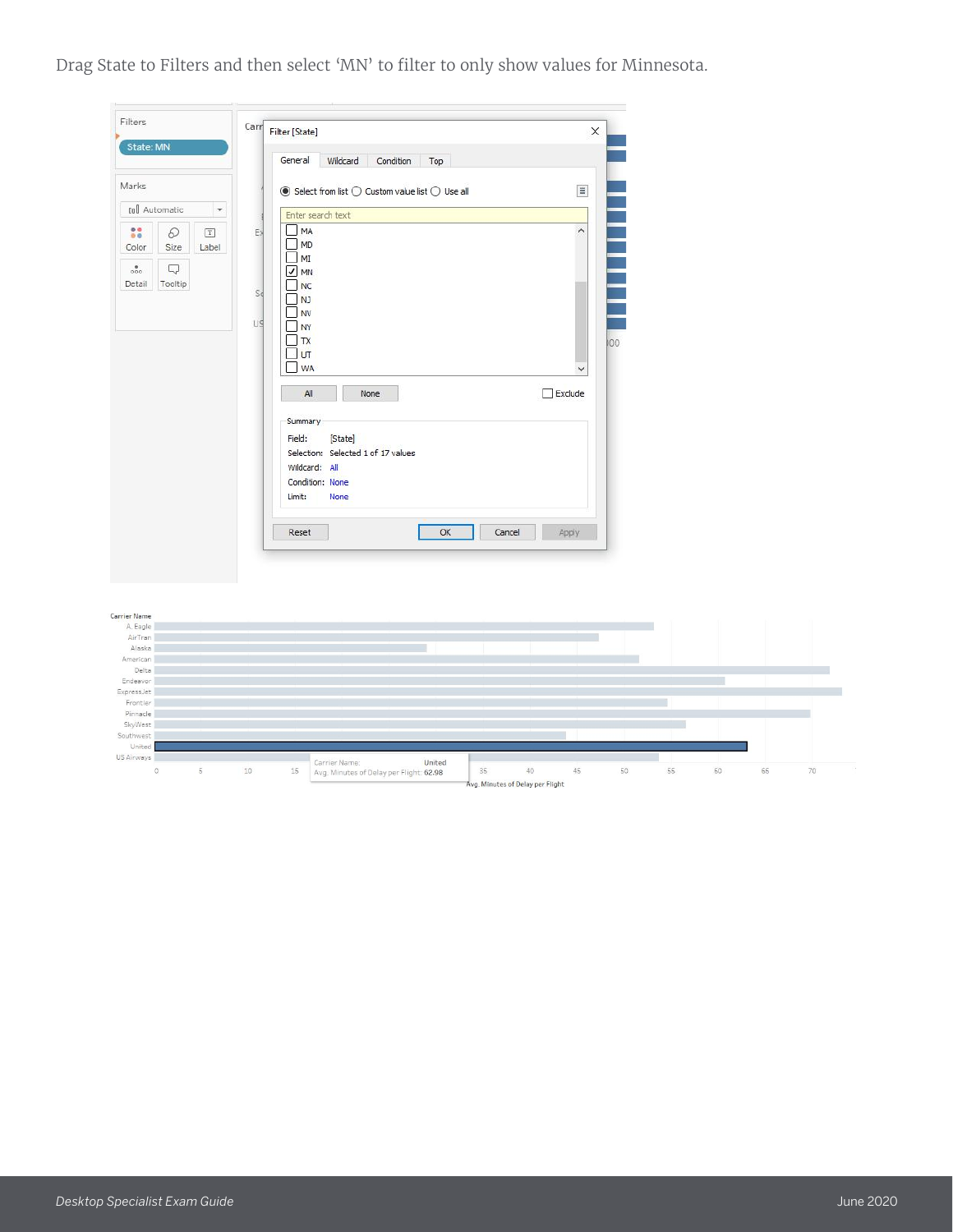Drag State to Filters and then select 'MN' to filter to only show values for Minnesota.

Filters

State: MN

Marks

Automatic

Color Size Label

Detail Tooltip

Filter [State]

General Wildcard Condition Top

Select from list Custom value list Use all

Enter search text

MA
MD
MI
MN
NC
NJ
NV
NY
TX
UT
WA

All None Exclude

Summary

Field: [State]

Selection: Selected 1 of 17 values

Wildcard: All

Condition: None

Limit: None

Reset OK Cancel Apply

Carrier Name

A. Eagle
AirTran
Alaska
American
Delta
Endeavor
ExpressJet
Frontier
Pinnacle
SkyWest
Southwest
United
US Airways

0 5 10 15 35 40 45 50 55 60 65 70

Avg. Minutes of Delay per Flight

Carrier Name: United

Avg. Minutes of Delay per Flight: 62.98